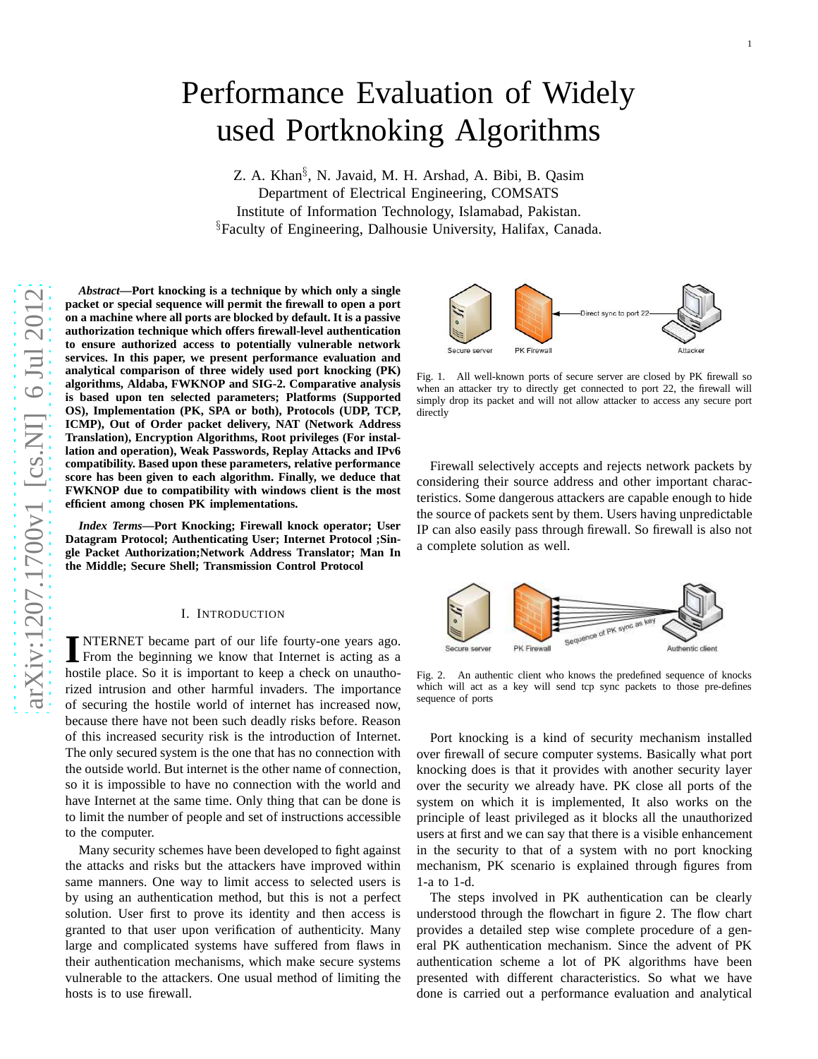# Performance Evaluation of Widely used Portknoking Algorithms

Z. A. Khan[§], N. Javaid, M. H. Arshad, A. Bibi, B. Qasim
Department of Electrical Engineering, COMSATS
Institute of Information Technology, Islamabad, Pakistan.
[§]Faculty of Engineering, Dalhousie University, Halifax, Canada.

***Abstract*—Port knocking is a technique by which only a single packet or special sequence will permit the firewall to open a port on a machine where all ports are blocked by default. It is a passive authorization technique which offers firewall-level authentication to ensure authorized access to potentially vulnerable network services. In this paper, we present performance evaluation and analytical comparison of three widely used port knocking (PK) algorithms, Aldaba, FWKNOP and SIG-2. Comparative analysis is based upon ten selected parameters; Platforms (Supported OS), Implementation (PK, SPA or both), Protocols (UDP, TCP, ICMP), Out of Order packet delivery, NAT (Network Address Translation), Encryption Algorithms, Root privileges (For installation and operation), Weak Passwords, Replay Attacks and IPv6 compatibility. Based upon these parameters, relative performance score has been given to each algorithm. Finally, we deduce that FWKNOP due to compatibility with windows client is the most efficient among chosen PK implementations.**

***Index Terms*—Port Knocking; Firewall knock operator; User Datagram Protocol; Authenticating User; Internet Protocol ;Single Packet Authorization;Network Address Translator; Man In the Middle; Secure Shell; Transmission Control Protocol**

## I. Introduction

INTERNET became part of our life fourty-one years ago. From the beginning we know that Internet is acting as a hostile place. So it is important to keep a check on unauthorized intrusion and other harmful invaders. The importance of securing the hostile world of internet has increased now, because there have not been such deadly risks before. Reason of this increased security risk is the introduction of Internet. The only secured system is the one that has no connection with the outside world. But internet is the other name of connection, so it is impossible to have no connection with the world and have Internet at the same time. Only thing that can be done is to limit the number of people and set of instructions accessible to the computer.

Many security schemes have been developed to fight against the attacks and risks but the attackers have improved within same manners. One way to limit access to selected users is by using an authentication method, but this is not a perfect solution. User first to prove its identity and then access is granted to that user upon verification of authenticity. Many large and complicated systems have suffered from flaws in their authentication mechanisms, which make secure systems vulnerable to the attackers. One usual method of limiting the hosts is to use firewall.

Fig. 1. All well-known ports of secure server are closed by PK firewall so when an attacker try to directly get connected to port 22, the firewall will simply drop its packet and will not allow attacker to access any secure port directly

Firewall selectively accepts and rejects network packets by considering their source address and other important characteristics. Some dangerous attackers are capable enough to hide the source of packets sent by them. Users having unpredictable IP can also easily pass through firewall. So firewall is also not a complete solution as well.

Fig. 2. An authentic client who knows the predefined sequence of knocks which will act as a key will send tcp sync packets to those pre-defines sequence of ports

Port knocking is a kind of security mechanism installed over firewall of secure computer systems. Basically what port knocking does is that it provides with another security layer over the security we already have. PK close all ports of the system on which it is implemented, It also works on the principle of least privileged as it blocks all the unauthorized users at first and we can say that there is a visible enhancement in the security to that of a system with no port knocking mechanism, PK scenario is explained through figures from 1-a to 1-d.

The steps involved in PK authentication can be clearly understood through the flowchart in figure 2. The flow chart provides a detailed step wise complete procedure of a general PK authentication mechanism. Since the advent of PK authentication scheme a lot of PK algorithms have been presented with different characteristics. So what we have done is carried out a performance evaluation and analytical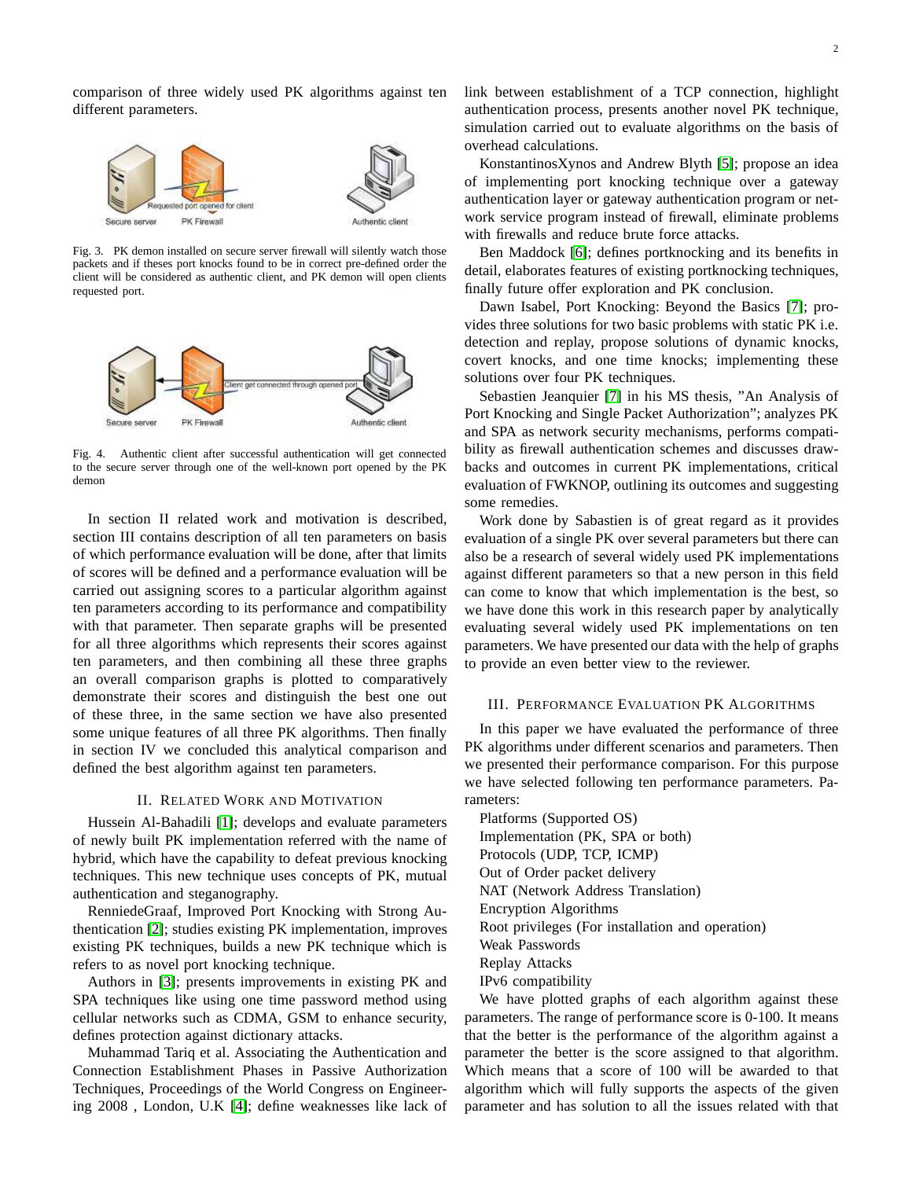comparison of three widely used PK algorithms against ten different parameters.

Fig. 3. PK demon installed on secure server firewall will silently watch those packets and if theses port knocks found to be in correct pre-defined order the client will be considered as authentic client, and PK demon will open clients requested port.

Fig. 4. Authentic client after successful authentication will get connected to the secure server through one of the well-known port opened by the PK demon

In section II related work and motivation is described, section III contains description of all ten parameters on basis of which performance evaluation will be done, after that limits of scores will be defined and a performance evaluation will be carried out assigning scores to a particular algorithm against ten parameters according to its performance and compatibility with that parameter. Then separate graphs will be presented for all three algorithms which represents their scores against ten parameters, and then combining all these three graphs an overall comparison graphs is plotted to comparatively demonstrate their scores and distinguish the best one out of these three, in the same section we have also presented some unique features of all three PK algorithms. Then finally in section IV we concluded this analytical comparison and defined the best algorithm against ten parameters.

## II. Related Work and Motivation

Hussein Al-Bahadili [1]; develops and evaluate parameters of newly built PK implementation referred with the name of hybrid, which have the capability to defeat previous knocking techniques. This new technique uses concepts of PK, mutual authentication and steganography.

RenniedeGraaf, Improved Port Knocking with Strong Authentication [2]; studies existing PK implementation, improves existing PK techniques, builds a new PK technique which is refers to as novel port knocking technique.

Authors in [3]; presents improvements in existing PK and SPA techniques like using one time password method using cellular networks such as CDMA, GSM to enhance security, defines protection against dictionary attacks.

Muhammad Tariq et al. Associating the Authentication and Connection Establishment Phases in Passive Authorization Techniques, Proceedings of the World Congress on Engineering 2008 , London, U.K [4]; define weaknesses like lack of link between establishment of a TCP connection, highlight authentication process, presents another novel PK technique, simulation carried out to evaluate algorithms on the basis of overhead calculations.

KonstantinosXynos and Andrew Blyth [5]; propose an idea of implementing port knocking technique over a gateway authentication layer or gateway authentication program or network service program instead of firewall, eliminate problems with firewalls and reduce brute force attacks.

Ben Maddock [6]; defines portknocking and its benefits in detail, elaborates features of existing portknocking techniques, finally future offer exploration and PK conclusion.

Dawn Isabel, Port Knocking: Beyond the Basics [7]; provides three solutions for two basic problems with static PK i.e. detection and replay, propose solutions of dynamic knocks, covert knocks, and one time knocks; implementing these solutions over four PK techniques.

Sebastien Jeanquier [7] in his MS thesis, "An Analysis of Port Knocking and Single Packet Authorization"; analyzes PK and SPA as network security mechanisms, performs compatibility as firewall authentication schemes and discusses drawbacks and outcomes in current PK implementations, critical evaluation of FWKNOP, outlining its outcomes and suggesting some remedies.

Work done by Sabastien is of great regard as it provides evaluation of a single PK over several parameters but there can also be a research of several widely used PK implementations against different parameters so that a new person in this field can come to know that which implementation is the best, so we have done this work in this research paper by analytically evaluating several widely used PK implementations on ten parameters. We have presented our data with the help of graphs to provide an even better view to the reviewer.

## III. Performance Evaluation PK Algorithms

In this paper we have evaluated the performance of three PK algorithms under different scenarios and parameters. Then we presented their performance comparison. For this purpose we have selected following ten performance parameters. Parameters:

Platforms (Supported OS)
Implementation (PK, SPA or both)
Protocols (UDP, TCP, ICMP)
Out of Order packet delivery
NAT (Network Address Translation)
Encryption Algorithms
Root privileges (For installation and operation)
Weak Passwords
Replay Attacks
IPv6 compatibility

We have plotted graphs of each algorithm against these parameters. The range of performance score is 0-100. It means that the better is the performance of the algorithm against a parameter the better is the score assigned to that algorithm. Which means that a score of 100 will be awarded to that algorithm which will fully supports the aspects of the given parameter and has solution to all the issues related with that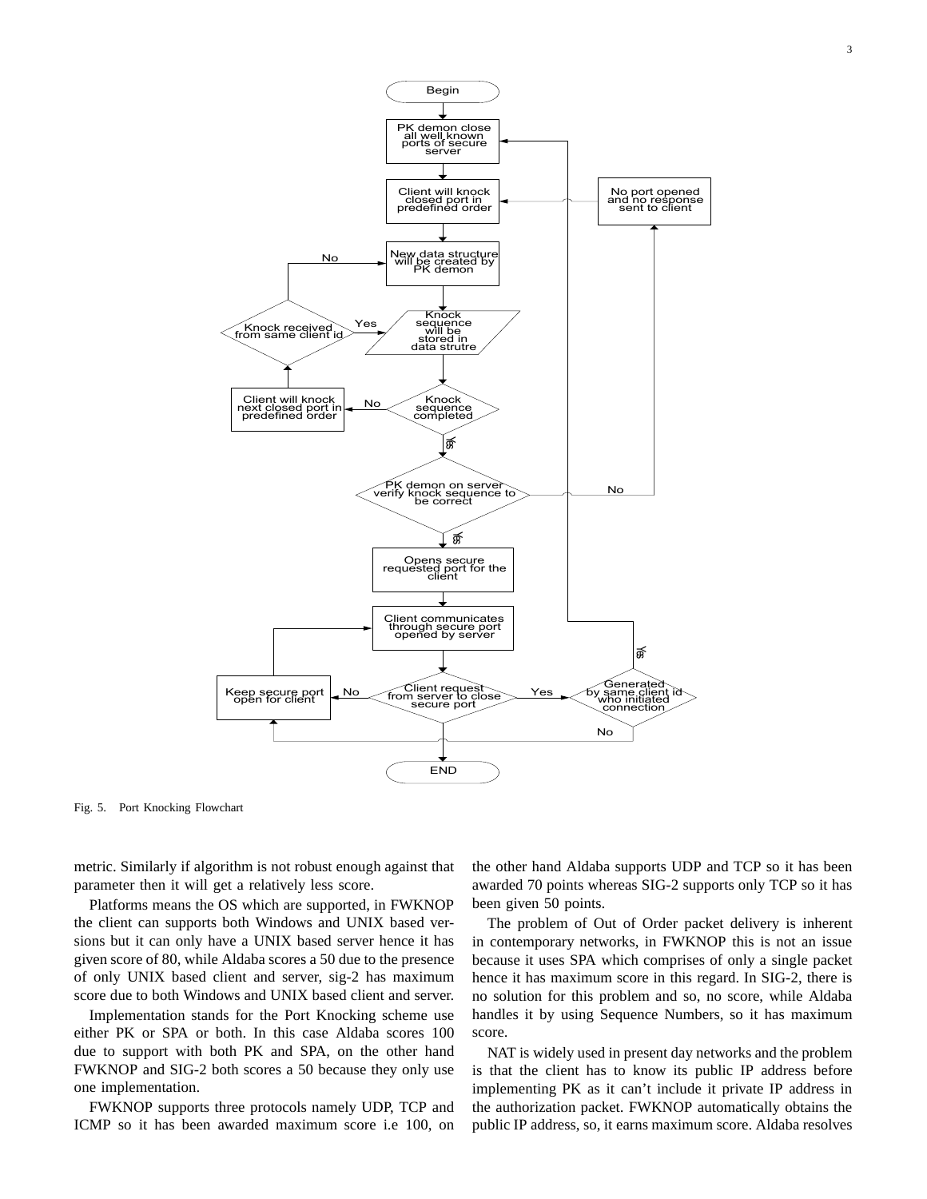Fig. 5. Port Knocking Flowchart

metric. Similarly if algorithm is not robust enough against that parameter then it will get a relatively less score.

Platforms means the OS which are supported, in FWKNOP the client can supports both Windows and UNIX based versions but it can only have a UNIX based server hence it has given score of 80, while Aldaba scores a 50 due to the presence of only UNIX based client and server, sig-2 has maximum score due to both Windows and UNIX based client and server.

Implementation stands for the Port Knocking scheme use either PK or SPA or both. In this case Aldaba scores 100 due to support with both PK and SPA, on the other hand FWKNOP and SIG-2 both scores a 50 because they only use one implementation.

FWKNOP supports three protocols namely UDP, TCP and ICMP so it has been awarded maximum score i.e 100, on the other hand Aldaba supports UDP and TCP so it has been awarded 70 points whereas SIG-2 supports only TCP so it has been given 50 points.

The problem of Out of Order packet delivery is inherent in contemporary networks, in FWKNOP this is not an issue because it uses SPA which comprises of only a single packet hence it has maximum score in this regard. In SIG-2, there is no solution for this problem and so, no score, while Aldaba handles it by using Sequence Numbers, so it has maximum score.

NAT is widely used in present day networks and the problem is that the client has to know its public IP address before implementing PK as it can't include it private IP address in the authorization packet. FWKNOP automatically obtains the public IP address, so, it earns maximum score. Aldaba resolves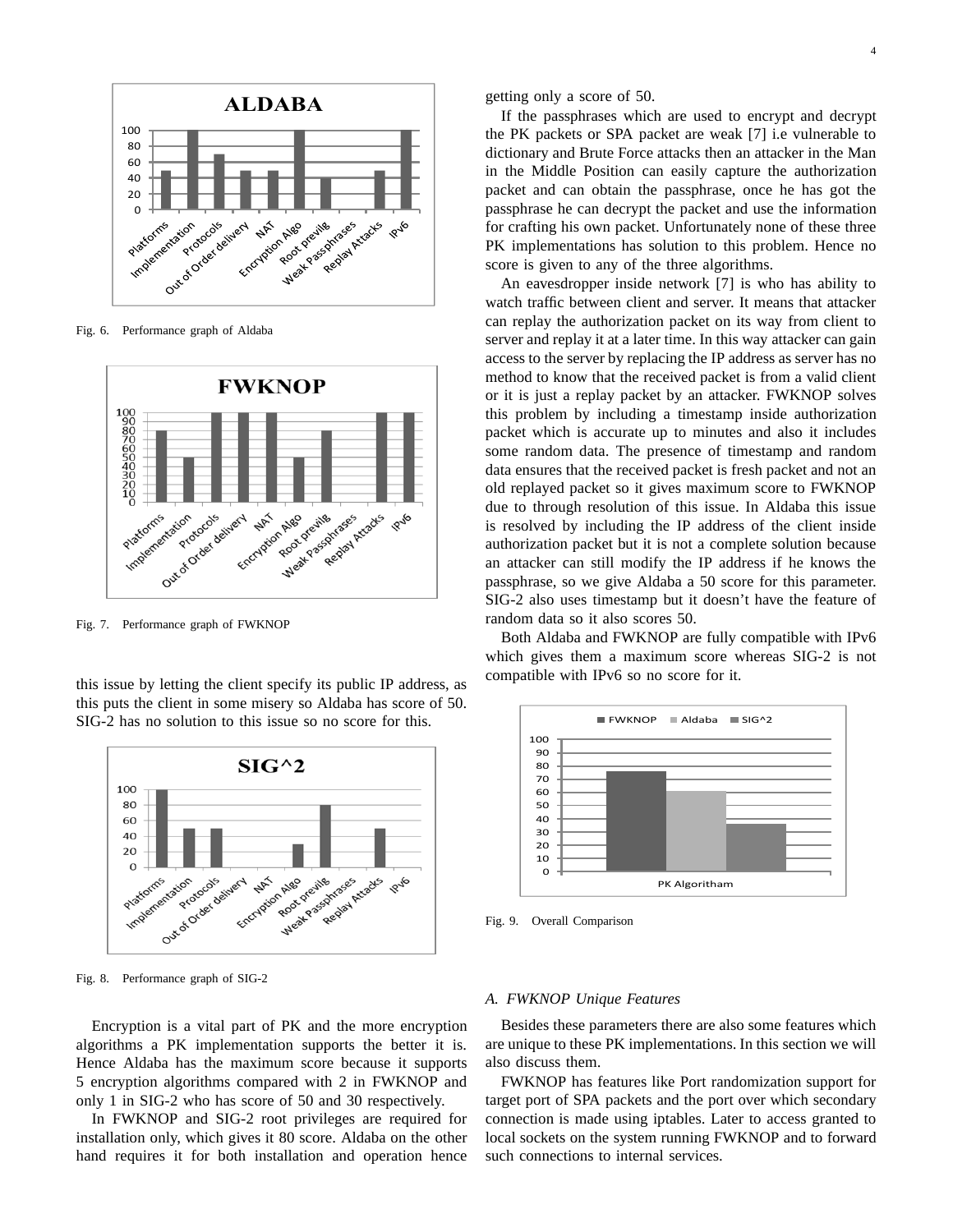Fig. 6. Performance graph of Aldaba

Fig. 7. Performance graph of FWKNOP

this issue by letting the client specify its public IP address, as this puts the client in some misery so Aldaba has score of 50. SIG-2 has no solution to this issue so no score for this.

Fig. 8. Performance graph of SIG-2

Encryption is a vital part of PK and the more encryption algorithms a PK implementation supports the better it is. Hence Aldaba has the maximum score because it supports 5 encryption algorithms compared with 2 in FWKNOP and only 1 in SIG-2 who has score of 50 and 30 respectively.

In FWKNOP and SIG-2 root privileges are required for installation only, which gives it 80 score. Aldaba on the other hand requires it for both installation and operation hence getting only a score of 50.

If the passphrases which are used to encrypt and decrypt the PK packets or SPA packet are weak [7] i.e vulnerable to dictionary and Brute Force attacks then an attacker in the Man in the Middle Position can easily capture the authorization packet and can obtain the passphrase, once he has got the passphrase he can decrypt the packet and use the information for crafting his own packet. Unfortunately none of these three PK implementations has solution to this problem. Hence no score is given to any of the three algorithms.

An eavesdropper inside network [7] is who has ability to watch traffic between client and server. It means that attacker can replay the authorization packet on its way from client to server and replay it at a later time. In this way attacker can gain access to the server by replacing the IP address as server has no method to know that the received packet is from a valid client or it is just a replay packet by an attacker. FWKNOP solves this problem by including a timestamp inside authorization packet which is accurate up to minutes and also it includes some random data. The presence of timestamp and random data ensures that the received packet is fresh packet and not an old replayed packet so it gives maximum score to FWKNOP due to through resolution of this issue. In Aldaba this issue is resolved by including the IP address of the client inside authorization packet but it is not a complete solution because an attacker can still modify the IP address if he knows the passphrase, so we give Aldaba a 50 score for this parameter. SIG-2 also uses timestamp but it doesn't have the feature of random data so it also scores 50.

Both Aldaba and FWKNOP are fully compatible with IPv6 which gives them a maximum score whereas SIG-2 is not compatible with IPv6 so no score for it.

Fig. 9. Overall Comparison

### A. FWKNOP Unique Features

Besides these parameters there are also some features which are unique to these PK implementations. In this section we will also discuss them.

FWKNOP has features like Port randomization support for target port of SPA packets and the port over which secondary connection is made using iptables. Later to access granted to local sockets on the system running FWKNOP and to forward such connections to internal services.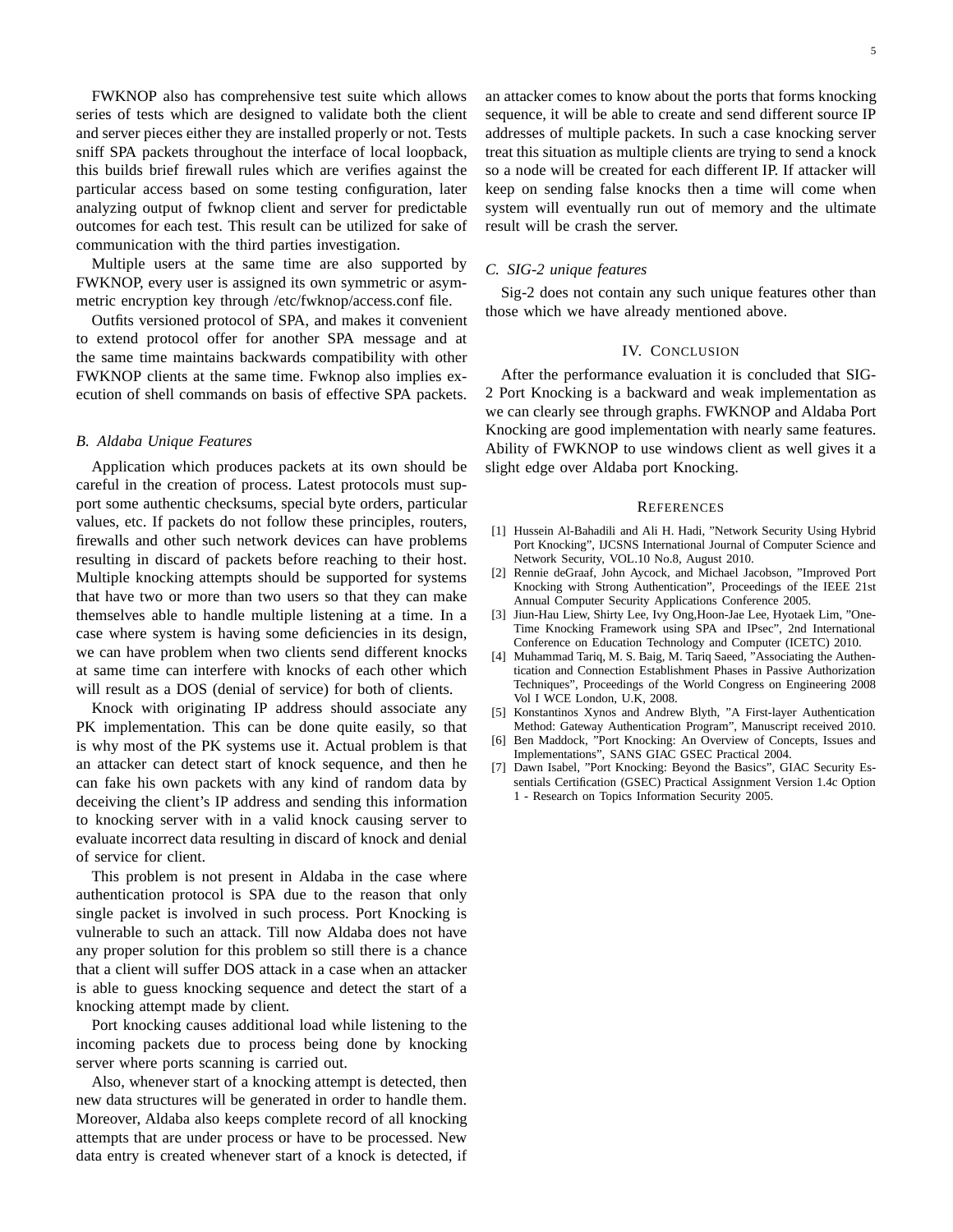FWKNOP also has comprehensive test suite which allows series of tests which are designed to validate both the client and server pieces either they are installed properly or not. Tests sniff SPA packets throughout the interface of local loopback, this builds brief firewall rules which are verifies against the particular access based on some testing configuration, later analyzing output of fwknop client and server for predictable outcomes for each test. This result can be utilized for sake of communication with the third parties investigation.

Multiple users at the same time are also supported by FWKNOP, every user is assigned its own symmetric or asymmetric encryption key through /etc/fwknop/access.conf file.

Outfits versioned protocol of SPA, and makes it convenient to extend protocol offer for another SPA message and at the same time maintains backwards compatibility with other FWKNOP clients at the same time. Fwknop also implies execution of shell commands on basis of effective SPA packets.

### *B. Aldaba Unique Features*

Application which produces packets at its own should be careful in the creation of process. Latest protocols must support some authentic checksums, special byte orders, particular values, etc. If packets do not follow these principles, routers, firewalls and other such network devices can have problems resulting in discard of packets before reaching to their host. Multiple knocking attempts should be supported for systems that have two or more than two users so that they can make themselves able to handle multiple listening at a time. In a case where system is having some deficiencies in its design, we can have problem when two clients send different knocks at same time can interfere with knocks of each other which will result as a DOS (denial of service) for both of clients.

Knock with originating IP address should associate any PK implementation. This can be done quite easily, so that is why most of the PK systems use it. Actual problem is that an attacker can detect start of knock sequence, and then he can fake his own packets with any kind of random data by deceiving the client's IP address and sending this information to knocking server with in a valid knock causing server to evaluate incorrect data resulting in discard of knock and denial of service for client.

This problem is not present in Aldaba in the case where authentication protocol is SPA due to the reason that only single packet is involved in such process. Port Knocking is vulnerable to such an attack. Till now Aldaba does not have any proper solution for this problem so still there is a chance that a client will suffer DOS attack in a case when an attacker is able to guess knocking sequence and detect the start of a knocking attempt made by client.

Port knocking causes additional load while listening to the incoming packets due to process being done by knocking server where ports scanning is carried out.

Also, whenever start of a knocking attempt is detected, then new data structures will be generated in order to handle them. Moreover, Aldaba also keeps complete record of all knocking attempts that are under process or have to be processed. New data entry is created whenever start of a knock is detected, if an attacker comes to know about the ports that forms knocking sequence, it will be able to create and send different source IP addresses of multiple packets. In such a case knocking server treat this situation as multiple clients are trying to send a knock so a node will be created for each different IP. If attacker will keep on sending false knocks then a time will come when system will eventually run out of memory and the ultimate result will be crash the server.

### *C. SIG-2 unique features*

Sig-2 does not contain any such unique features other than those which we have already mentioned above.

## IV. Conclusion

After the performance evaluation it is concluded that SIG-2 Port Knocking is a backward and weak implementation as we can clearly see through graphs. FWKNOP and Aldaba Port Knocking are good implementation with nearly same features. Ability of FWKNOP to use windows client as well gives it a slight edge over Aldaba port Knocking.

## References

[1] Hussein Al-Bahadili and Ali H. Hadi, "Network Security Using Hybrid Port Knocking", IJCSNS International Journal of Computer Science and Network Security, VOL.10 No.8, August 2010.

[2] Rennie deGraaf, John Aycock, and Michael Jacobson, "Improved Port Knocking with Strong Authentication", Proceedings of the IEEE 21st Annual Computer Security Applications Conference 2005.

[3] Jiun-Hau Liew, Shirty Lee, Ivy Ong,Hoon-Jae Lee, Hyotaek Lim, "One-Time Knocking Framework using SPA and IPsec", 2nd International Conference on Education Technology and Computer (ICETC) 2010.

[4] Muhammad Tariq, M. S. Baig, M. Tariq Saeed, "Associating the Authentication and Connection Establishment Phases in Passive Authorization Techniques", Proceedings of the World Congress on Engineering 2008 Vol I WCE London, U.K, 2008.

[5] Konstantinos Xynos and Andrew Blyth, "A First-layer Authentication Method: Gateway Authentication Program", Manuscript received 2010.

[6] Ben Maddock, "Port Knocking: An Overview of Concepts, Issues and Implementations", SANS GIAC GSEC Practical 2004.

[7] Dawn Isabel, "Port Knocking: Beyond the Basics", GIAC Security Essentials Certification (GSEC) Practical Assignment Version 1.4c Option 1 - Research on Topics Information Security 2005.